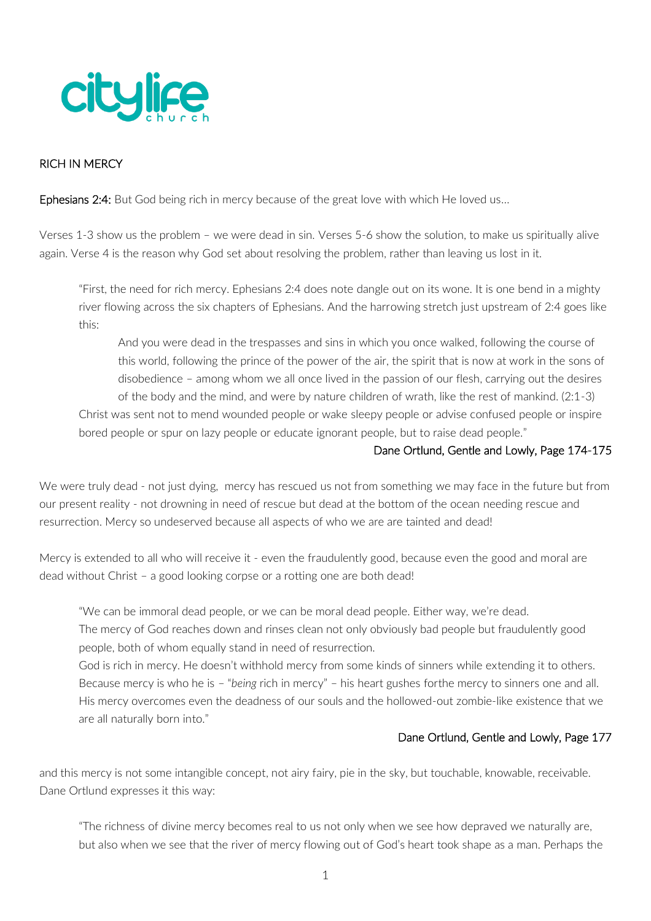citylife church

RICH IN MERCY

**Ephesians 2:4:** But God being rich in mercy because of the great love with which He loved us…

Verses 1-3 show us the problem – we were dead in sin. Verses 5-6 show the solution, to make us spiritually alive again. Verse 4 is the reason why God set about resolving the problem, rather than leaving us lost in it.

> "First, the need for rich mercy. Ephesians 2:4 does note dangle out on its wone. It is one bend in a mighty river flowing across the six chapters of Ephesians. And the harrowing stretch just upstream of 2:4 goes like this:
>
> > And you were dead in the trespasses and sins in which you once walked, following the course of this world, following the prince of the power of the air, the spirit that is now at work in the sons of disobedience – among whom we all once lived in the passion of our flesh, carrying out the desires of the body and the mind, and were by nature children of wrath, like the rest of mankind. (2:1-3)
>
> Christ was sent not to mend wounded people or wake sleepy people or advise confused people or inspire bored people or spur on lazy people or educate ignorant people, but to raise dead people."
>
> Dane Ortlund, Gentle and Lowly, Page 174-175

We were truly dead - not just dying, mercy has rescued us not from something we may face in the future but from our present reality - not drowning in need of rescue but dead at the bottom of the ocean needing rescue and resurrection. Mercy so undeserved because all aspects of who we are are tainted and dead!

Mercy is extended to all who will receive it - even the fraudulently good, because even the good and moral are dead without Christ – a good looking corpse or a rotting one are both dead!

> "We can be immoral dead people, or we can be moral dead people. Either way, we're dead.
> The mercy of God reaches down and rinses clean not only obviously bad people but fraudulently good people, both of whom equally stand in need of resurrection.
> God is rich in mercy. He doesn't withhold mercy from some kinds of sinners while extending it to others. Because mercy is who he is – "*being* rich in mercy" – his heart gushes forthe mercy to sinners one and all. His mercy overcomes even the deadness of our souls and the hollowed-out zombie-like existence that we are all naturally born into."
>
> Dane Ortlund, Gentle and Lowly, Page 177

and this mercy is not some intangible concept, not airy fairy, pie in the sky, but touchable, knowable, receivable. Dane Ortlund expresses it this way:

> "The richness of divine mercy becomes real to us not only when we see how depraved we naturally are, but also when we see that the river of mercy flowing out of God's heart took shape as a man. Perhaps the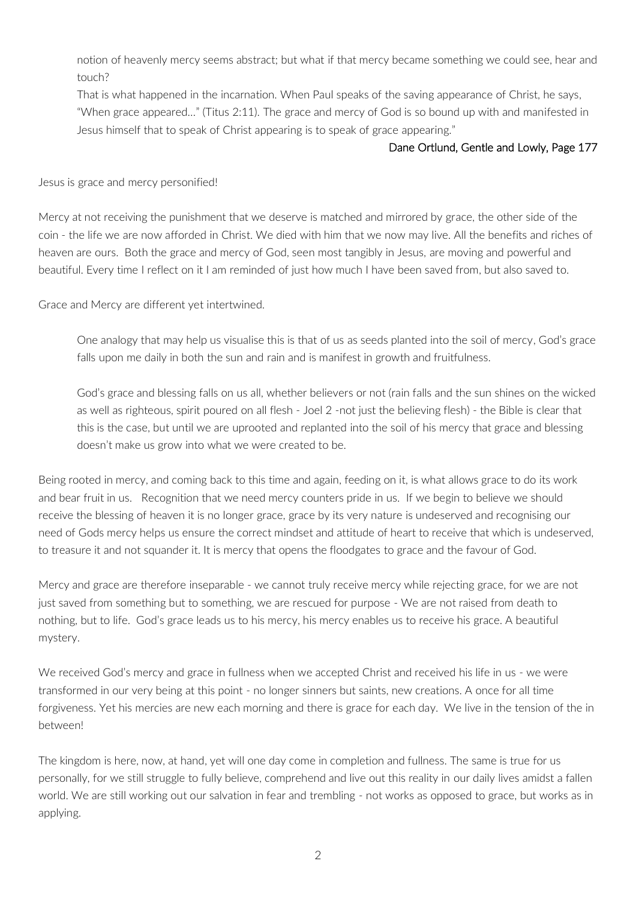> notion of heavenly mercy seems abstract; but what if that mercy became something we could see, hear and touch?
>
> That is what happened in the incarnation. When Paul speaks of the saving appearance of Christ, he says, "When grace appeared…" (Titus 2:11). The grace and mercy of God is so bound up with and manifested in Jesus himself that to speak of Christ appearing is to speak of grace appearing."
>
> Dane Ortlund, Gentle and Lowly, Page 177

Jesus is grace and mercy personified!

Mercy at not receiving the punishment that we deserve is matched and mirrored by grace, the other side of the coin - the life we are now afforded in Christ. We died with him that we now may live. All the benefits and riches of heaven are ours. Both the grace and mercy of God, seen most tangibly in Jesus, are moving and powerful and beautiful. Every time I reflect on it I am reminded of just how much I have been saved from, but also saved to.

Grace and Mercy are different yet intertwined.

> One analogy that may help us visualise this is that of us as seeds planted into the soil of mercy, God's grace falls upon me daily in both the sun and rain and is manifest in growth and fruitfulness.
>
> God's grace and blessing falls on us all, whether believers or not (rain falls and the sun shines on the wicked as well as righteous, spirit poured on all flesh - Joel 2 -not just the believing flesh) - the Bible is clear that this is the case, but until we are uprooted and replanted into the soil of his mercy that grace and blessing doesn't make us grow into what we were created to be.

Being rooted in mercy, and coming back to this time and again, feeding on it, is what allows grace to do its work and bear fruit in us. Recognition that we need mercy counters pride in us. If we begin to believe we should receive the blessing of heaven it is no longer grace, grace by its very nature is undeserved and recognising our need of Gods mercy helps us ensure the correct mindset and attitude of heart to receive that which is undeserved, to treasure it and not squander it. It is mercy that opens the floodgates to grace and the favour of God.

Mercy and grace are therefore inseparable - we cannot truly receive mercy while rejecting grace, for we are not just saved from something but to something, we are rescued for purpose - We are not raised from death to nothing, but to life. God's grace leads us to his mercy, his mercy enables us to receive his grace. A beautiful mystery.

We received God's mercy and grace in fullness when we accepted Christ and received his life in us - we were transformed in our very being at this point - no longer sinners but saints, new creations. A once for all time forgiveness. Yet his mercies are new each morning and there is grace for each day. We live in the tension of the in between!

The kingdom is here, now, at hand, yet will one day come in completion and fullness. The same is true for us personally, for we still struggle to fully believe, comprehend and live out this reality in our daily lives amidst a fallen world. We are still working out our salvation in fear and trembling - not works as opposed to grace, but works as in applying.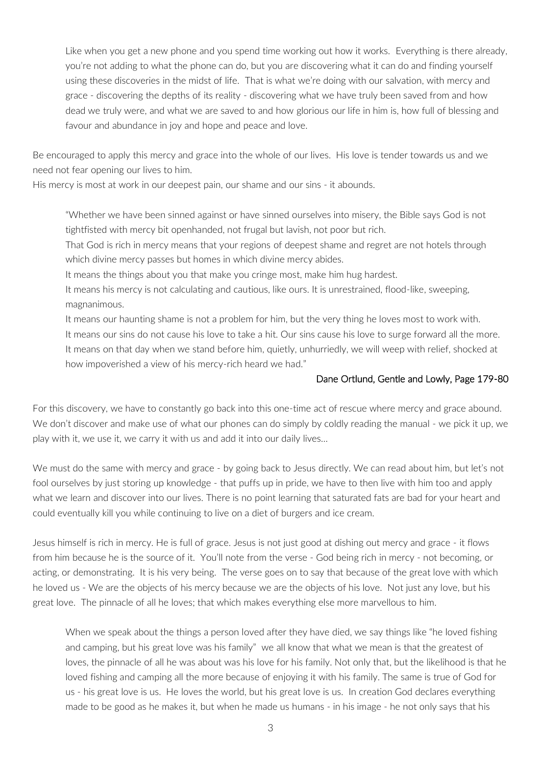Like when you get a new phone and you spend time working out how it works. Everything is there already, you're not adding to what the phone can do, but you are discovering what it can do and finding yourself using these discoveries in the midst of life. That is what we're doing with our salvation, with mercy and grace - discovering the depths of its reality - discovering what we have truly been saved from and how dead we truly were, and what we are saved to and how glorious our life in him is, how full of blessing and favour and abundance in joy and hope and peace and love.

Be encouraged to apply this mercy and grace into the whole of our lives. His love is tender towards us and we need not fear opening our lives to him.
His mercy is most at work in our deepest pain, our shame and our sins - it abounds.

> "Whether we have been sinned against or have sinned ourselves into misery, the Bible says God is not tightfisted with mercy bit openhanded, not frugal but lavish, not poor but rich.
> That God is rich in mercy means that your regions of deepest shame and regret are not hotels through which divine mercy passes but homes in which divine mercy abides.
> It means the things about you that make you cringe most, make him hug hardest.
> It means his mercy is not calculating and cautious, like ours. It is unrestrained, flood-like, sweeping, magnanimous.
> It means our haunting shame is not a problem for him, but the very thing he loves most to work with.
> It means our sins do not cause his love to take a hit. Our sins cause his love to surge forward all the more.
> It means on that day when we stand before him, quietly, unhurriedly, we will weep with relief, shocked at how impoverished a view of his mercy-rich heard we had."
>
> Dane Ortlund, Gentle and Lowly, Page 179-80

For this discovery, we have to constantly go back into this one-time act of rescue where mercy and grace abound. We don't discover and make use of what our phones can do simply by coldly reading the manual - we pick it up, we play with it, we use it, we carry it with us and add it into our daily lives...

We must do the same with mercy and grace - by going back to Jesus directly. We can read about him, but let's not fool ourselves by just storing up knowledge - that puffs up in pride, we have to then live with him too and apply what we learn and discover into our lives. There is no point learning that saturated fats are bad for your heart and could eventually kill you while continuing to live on a diet of burgers and ice cream.

Jesus himself is rich in mercy. He is full of grace. Jesus is not just good at dishing out mercy and grace - it flows from him because he is the source of it. You'll note from the verse - God being rich in mercy - not becoming, or acting, or demonstrating. It is his very being. The verse goes on to say that because of the great love with which he loved us - We are the objects of his mercy because we are the objects of his love. Not just any love, but his great love. The pinnacle of all he loves; that which makes everything else more marvellous to him.

> When we speak about the things a person loved after they have died, we say things like "he loved fishing and camping, but his great love was his family" we all know that what we mean is that the greatest of loves, the pinnacle of all he was about was his love for his family. Not only that, but the likelihood is that he loved fishing and camping all the more because of enjoying it with his family. The same is true of God for us - his great love is us. He loves the world, but his great love is us. In creation God declares everything made to be good as he makes it, but when he made us humans - in his image - he not only says that his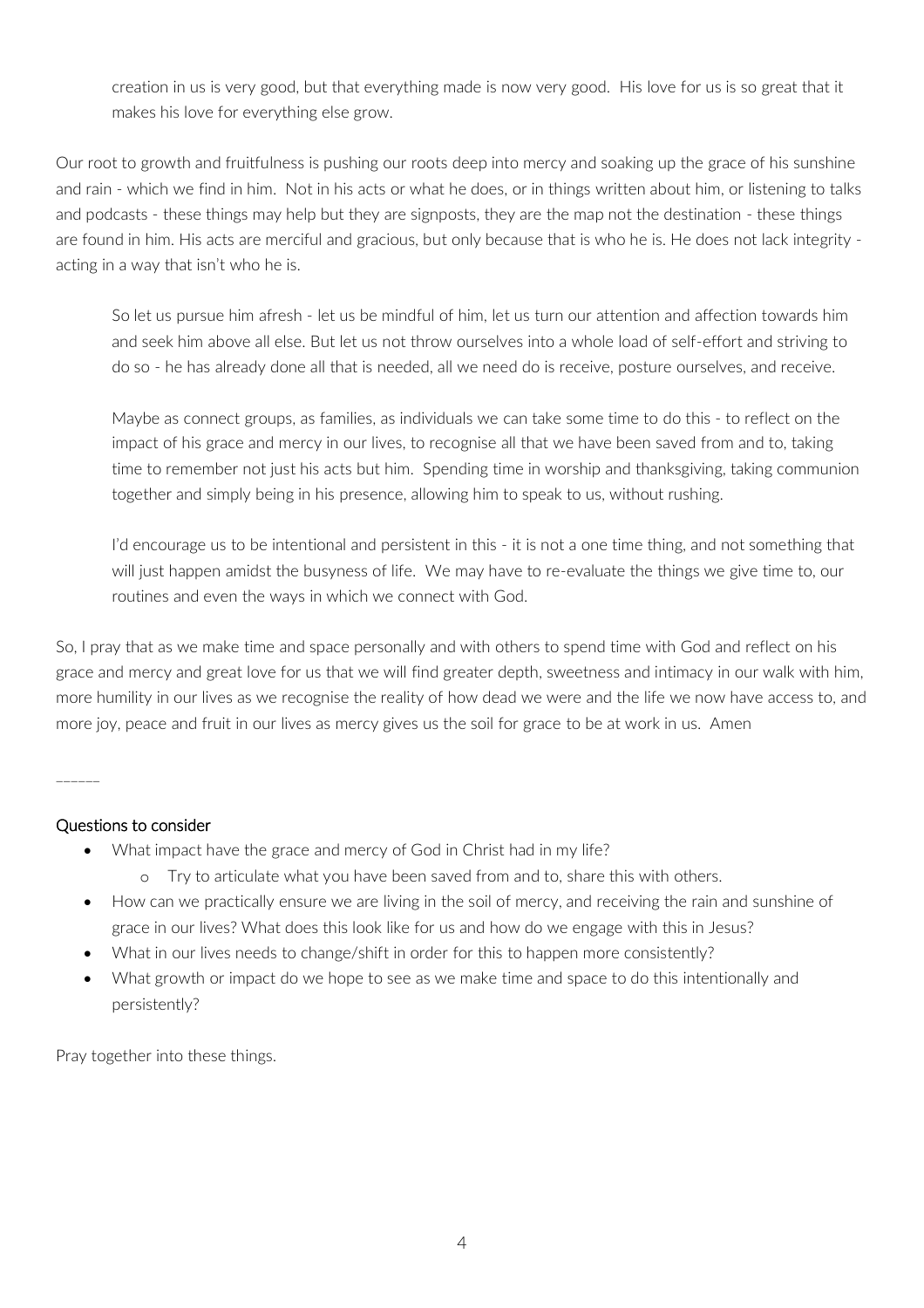creation in us is very good, but that everything made is now very good. His love for us is so great that it makes his love for everything else grow.

Our root to growth and fruitfulness is pushing our roots deep into mercy and soaking up the grace of his sunshine and rain - which we find in him. Not in his acts or what he does, or in things written about him, or listening to talks and podcasts - these things may help but they are signposts, they are the map not the destination - these things are found in him. His acts are merciful and gracious, but only because that is who he is. He does not lack integrity - acting in a way that isn't who he is.

So let us pursue him afresh - let us be mindful of him, let us turn our attention and affection towards him and seek him above all else. But let us not throw ourselves into a whole load of self-effort and striving to do so - he has already done all that is needed, all we need do is receive, posture ourselves, and receive.

Maybe as connect groups, as families, as individuals we can take some time to do this - to reflect on the impact of his grace and mercy in our lives, to recognise all that we have been saved from and to, taking time to remember not just his acts but him. Spending time in worship and thanksgiving, taking communion together and simply being in his presence, allowing him to speak to us, without rushing.

I'd encourage us to be intentional and persistent in this - it is not a one time thing, and not something that will just happen amidst the busyness of life. We may have to re-evaluate the things we give time to, our routines and even the ways in which we connect with God.

So, I pray that as we make time and space personally and with others to spend time with God and reflect on his grace and mercy and great love for us that we will find greater depth, sweetness and intimacy in our walk with him, more humility in our lives as we recognise the reality of how dead we were and the life we now have access to, and more joy, peace and fruit in our lives as mercy gives us the soil for grace to be at work in us. Amen

______

## Questions to consider

- What impact have the grace and mercy of God in Christ had in my life?
  - Try to articulate what you have been saved from and to, share this with others.
- How can we practically ensure we are living in the soil of mercy, and receiving the rain and sunshine of grace in our lives? What does this look like for us and how do we engage with this in Jesus?
- What in our lives needs to change/shift in order for this to happen more consistently?
- What growth or impact do we hope to see as we make time and space to do this intentionally and persistently?

Pray together into these things.